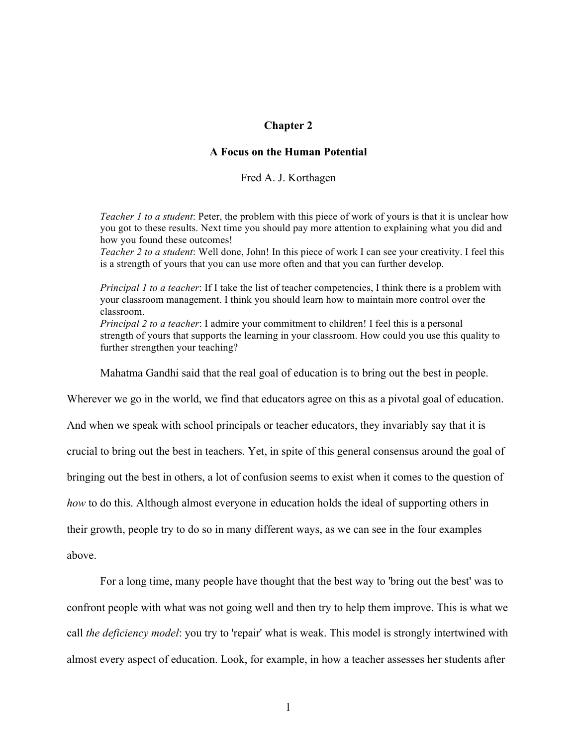# Chapter 2

## A Focus on the Human Potential

Fred A. J. Korthagen

> *Teacher 1 to a student*: Peter, the problem with this piece of work of yours is that it is unclear how you got to these results. Next time you should pay more attention to explaining what you did and how you found these outcomes!
> *Teacher 2 to a student*: Well done, John! In this piece of work I can see your creativity. I feel this is a strength of yours that you can use more often and that you can further develop.
>
> *Principal 1 to a teacher*: If I take the list of teacher competencies, I think there is a problem with your classroom management. I think you should learn how to maintain more control over the classroom.
> *Principal 2 to a teacher*: I admire your commitment to children! I feel this is a personal strength of yours that supports the learning in your classroom. How could you use this quality to further strengthen your teaching?

Mahatma Gandhi said that the real goal of education is to bring out the best in people. Wherever we go in the world, we find that educators agree on this as a pivotal goal of education. And when we speak with school principals or teacher educators, they invariably say that it is crucial to bring out the best in teachers. Yet, in spite of this general consensus around the goal of bringing out the best in others, a lot of confusion seems to exist when it comes to the question of *how* to do this. Although almost everyone in education holds the ideal of supporting others in their growth, people try to do so in many different ways, as we can see in the four examples above.

For a long time, many people have thought that the best way to 'bring out the best' was to confront people with what was not going well and then try to help them improve. This is what we call *the deficiency model*: you try to 'repair' what is weak. This model is strongly intertwined with almost every aspect of education. Look, for example, in how a teacher assesses her students after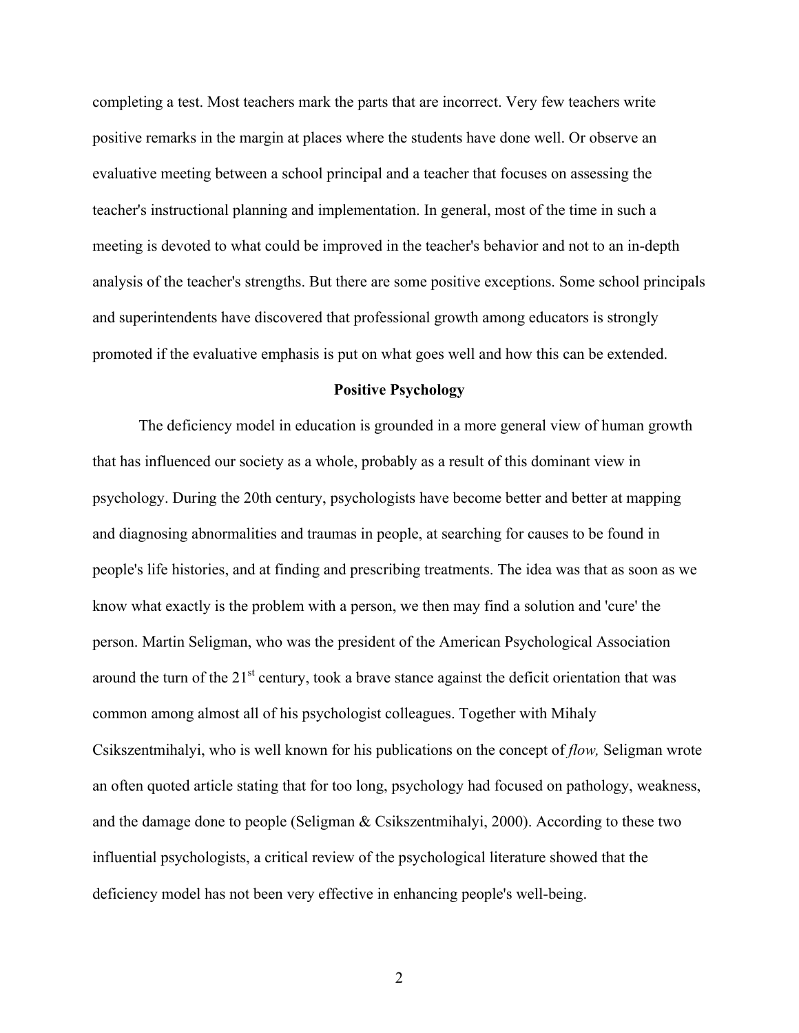completing a test. Most teachers mark the parts that are incorrect. Very few teachers write positive remarks in the margin at places where the students have done well. Or observe an evaluative meeting between a school principal and a teacher that focuses on assessing the teacher's instructional planning and implementation. In general, most of the time in such a meeting is devoted to what could be improved in the teacher's behavior and not to an in-depth analysis of the teacher's strengths. But there are some positive exceptions. Some school principals and superintendents have discovered that professional growth among educators is strongly promoted if the evaluative emphasis is put on what goes well and how this can be extended.

## Positive Psychology

The deficiency model in education is grounded in a more general view of human growth that has influenced our society as a whole, probably as a result of this dominant view in psychology. During the 20th century, psychologists have become better and better at mapping and diagnosing abnormalities and traumas in people, at searching for causes to be found in people's life histories, and at finding and prescribing treatments. The idea was that as soon as we know what exactly is the problem with a person, we then may find a solution and 'cure' the person. Martin Seligman, who was the president of the American Psychological Association around the turn of the 21st century, took a brave stance against the deficit orientation that was common among almost all of his psychologist colleagues. Together with Mihaly Csikszentmihalyi, who is well known for his publications on the concept of *flow,* Seligman wrote an often quoted article stating that for too long, psychology had focused on pathology, weakness, and the damage done to people (Seligman & Csikszentmihalyi, 2000). According to these two influential psychologists, a critical review of the psychological literature showed that the deficiency model has not been very effective in enhancing people's well-being.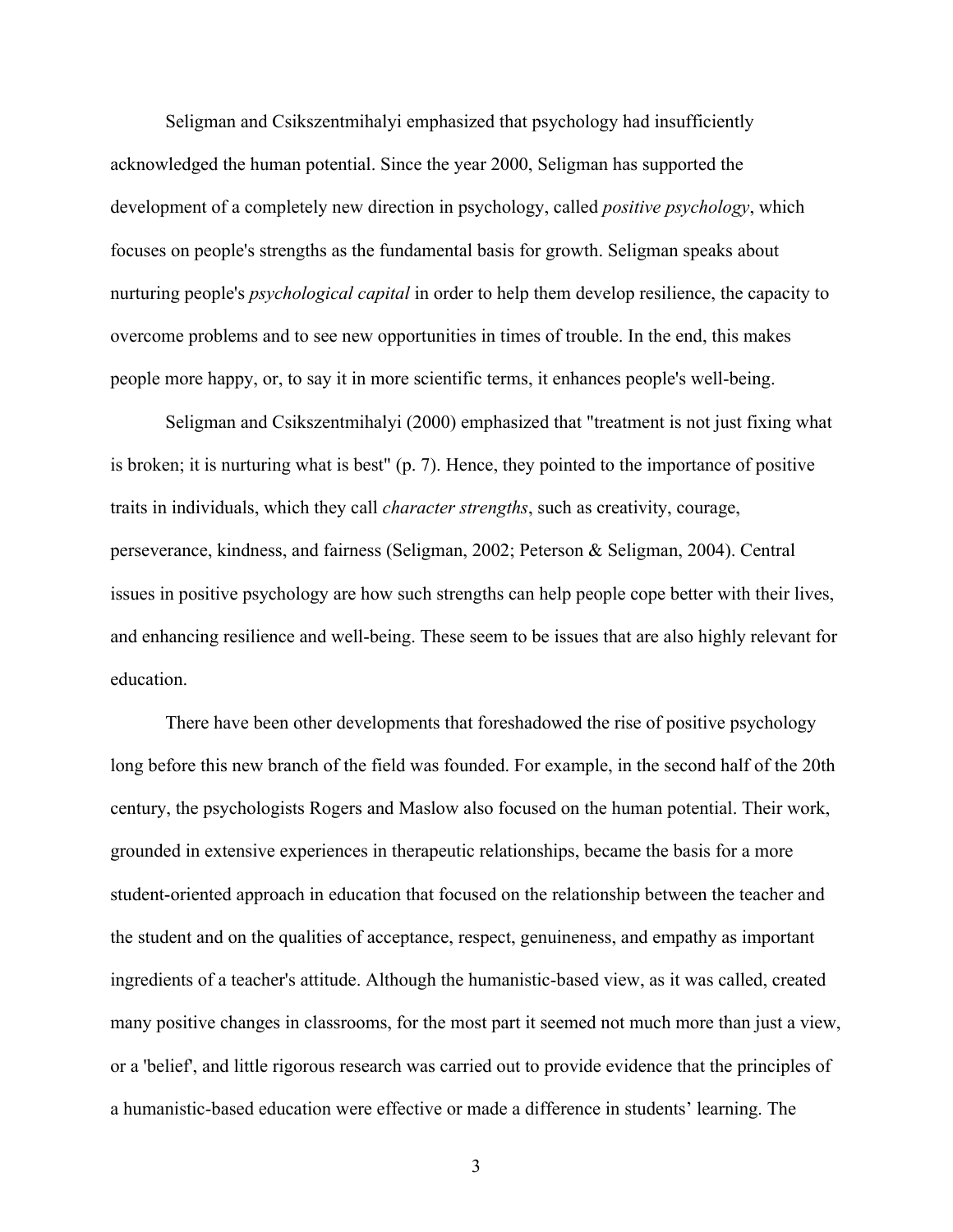Seligman and Csikszentmihalyi emphasized that psychology had insufficiently acknowledged the human potential. Since the year 2000, Seligman has supported the development of a completely new direction in psychology, called *positive psychology*, which focuses on people's strengths as the fundamental basis for growth. Seligman speaks about nurturing people's *psychological capital* in order to help them develop resilience, the capacity to overcome problems and to see new opportunities in times of trouble. In the end, this makes people more happy, or, to say it in more scientific terms, it enhances people's well-being.

Seligman and Csikszentmihalyi (2000) emphasized that "treatment is not just fixing what is broken; it is nurturing what is best" (p. 7). Hence, they pointed to the importance of positive traits in individuals, which they call *character strengths*, such as creativity, courage, perseverance, kindness, and fairness (Seligman, 2002; Peterson & Seligman, 2004). Central issues in positive psychology are how such strengths can help people cope better with their lives, and enhancing resilience and well-being. These seem to be issues that are also highly relevant for education.

There have been other developments that foreshadowed the rise of positive psychology long before this new branch of the field was founded. For example, in the second half of the 20th century, the psychologists Rogers and Maslow also focused on the human potential. Their work, grounded in extensive experiences in therapeutic relationships, became the basis for a more student-oriented approach in education that focused on the relationship between the teacher and the student and on the qualities of acceptance, respect, genuineness, and empathy as important ingredients of a teacher's attitude. Although the humanistic-based view, as it was called, created many positive changes in classrooms, for the most part it seemed not much more than just a view, or a 'belief', and little rigorous research was carried out to provide evidence that the principles of a humanistic-based education were effective or made a difference in students' learning. The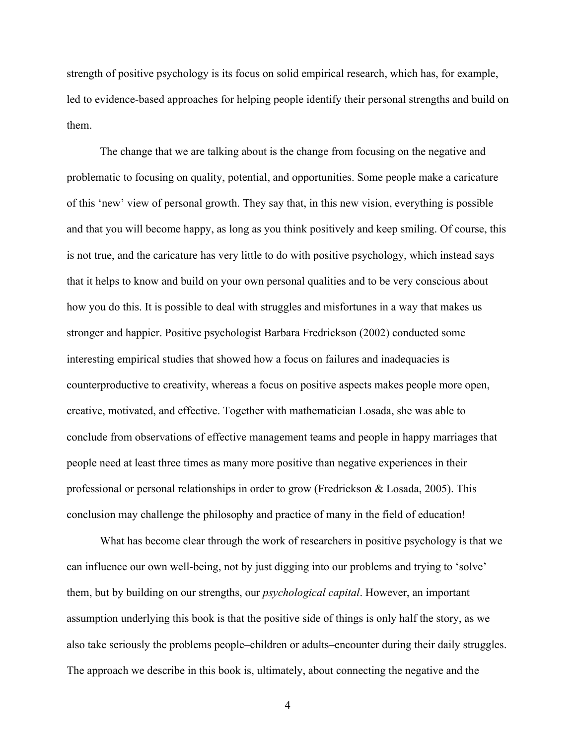strength of positive psychology is its focus on solid empirical research, which has, for example, led to evidence-based approaches for helping people identify their personal strengths and build on them.

The change that we are talking about is the change from focusing on the negative and problematic to focusing on quality, potential, and opportunities. Some people make a caricature of this 'new' view of personal growth. They say that, in this new vision, everything is possible and that you will become happy, as long as you think positively and keep smiling. Of course, this is not true, and the caricature has very little to do with positive psychology, which instead says that it helps to know and build on your own personal qualities and to be very conscious about how you do this. It is possible to deal with struggles and misfortunes in a way that makes us stronger and happier. Positive psychologist Barbara Fredrickson (2002) conducted some interesting empirical studies that showed how a focus on failures and inadequacies is counterproductive to creativity, whereas a focus on positive aspects makes people more open, creative, motivated, and effective. Together with mathematician Losada, she was able to conclude from observations of effective management teams and people in happy marriages that people need at least three times as many more positive than negative experiences in their professional or personal relationships in order to grow (Fredrickson & Losada, 2005). This conclusion may challenge the philosophy and practice of many in the field of education!

What has become clear through the work of researchers in positive psychology is that we can influence our own well-being, not by just digging into our problems and trying to 'solve' them, but by building on our strengths, our *psychological capital*. However, an important assumption underlying this book is that the positive side of things is only half the story, as we also take seriously the problems people–children or adults–encounter during their daily struggles. The approach we describe in this book is, ultimately, about connecting the negative and the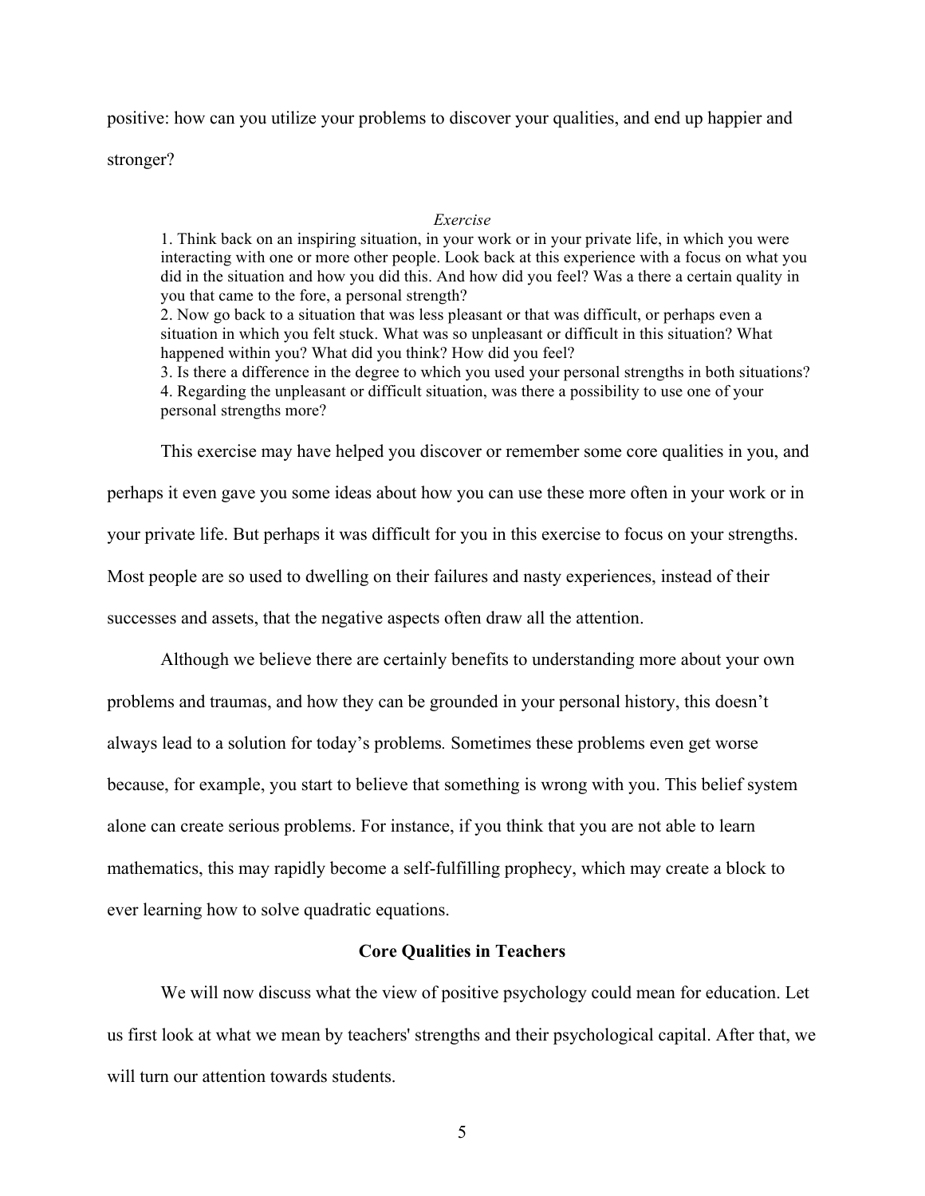positive: how can you utilize your problems to discover your qualities, and end up happier and stronger?

*Exercise*

1. Think back on an inspiring situation, in your work or in your private life, in which you were interacting with one or more other people. Look back at this experience with a focus on what you did in the situation and how you did this. And how did you feel? Was a there a certain quality in you that came to the fore, a personal strength?
2. Now go back to a situation that was less pleasant or that was difficult, or perhaps even a situation in which you felt stuck. What was so unpleasant or difficult in this situation? What happened within you? What did you think? How did you feel?
3. Is there a difference in the degree to which you used your personal strengths in both situations?
4. Regarding the unpleasant or difficult situation, was there a possibility to use one of your personal strengths more?

This exercise may have helped you discover or remember some core qualities in you, and perhaps it even gave you some ideas about how you can use these more often in your work or in your private life. But perhaps it was difficult for you in this exercise to focus on your strengths. Most people are so used to dwelling on their failures and nasty experiences, instead of their successes and assets, that the negative aspects often draw all the attention.

Although we believe there are certainly benefits to understanding more about your own problems and traumas, and how they can be grounded in your personal history, this doesn't always lead to a solution for today's problems. Sometimes these problems even get worse because, for example, you start to believe that something is wrong with you. This belief system alone can create serious problems. For instance, if you think that you are not able to learn mathematics, this may rapidly become a self-fulfilling prophecy, which may create a block to ever learning how to solve quadratic equations.

## Core Qualities in Teachers

We will now discuss what the view of positive psychology could mean for education. Let us first look at what we mean by teachers' strengths and their psychological capital. After that, we will turn our attention towards students.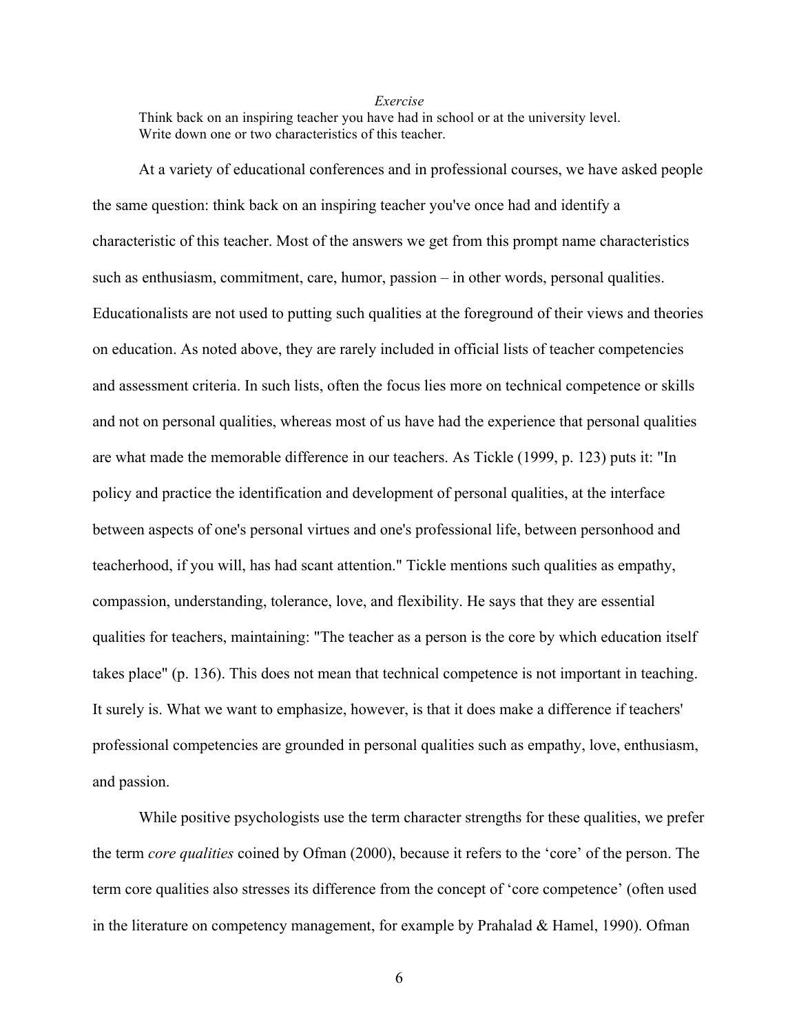*Exercise*

Think back on an inspiring teacher you have had in school or at the university level. Write down one or two characteristics of this teacher.

At a variety of educational conferences and in professional courses, we have asked people the same question: think back on an inspiring teacher you've once had and identify a characteristic of this teacher. Most of the answers we get from this prompt name characteristics such as enthusiasm, commitment, care, humor, passion – in other words, personal qualities. Educationalists are not used to putting such qualities at the foreground of their views and theories on education. As noted above, they are rarely included in official lists of teacher competencies and assessment criteria. In such lists, often the focus lies more on technical competence or skills and not on personal qualities, whereas most of us have had the experience that personal qualities are what made the memorable difference in our teachers. As Tickle (1999, p. 123) puts it: "In policy and practice the identification and development of personal qualities, at the interface between aspects of one's personal virtues and one's professional life, between personhood and teacherhood, if you will, has had scant attention." Tickle mentions such qualities as empathy, compassion, understanding, tolerance, love, and flexibility. He says that they are essential qualities for teachers, maintaining: "The teacher as a person is the core by which education itself takes place" (p. 136). This does not mean that technical competence is not important in teaching. It surely is. What we want to emphasize, however, is that it does make a difference if teachers' professional competencies are grounded in personal qualities such as empathy, love, enthusiasm, and passion.

While positive psychologists use the term character strengths for these qualities, we prefer the term *core qualities* coined by Ofman (2000), because it refers to the 'core' of the person. The term core qualities also stresses its difference from the concept of 'core competence' (often used in the literature on competency management, for example by Prahalad & Hamel, 1990). Ofman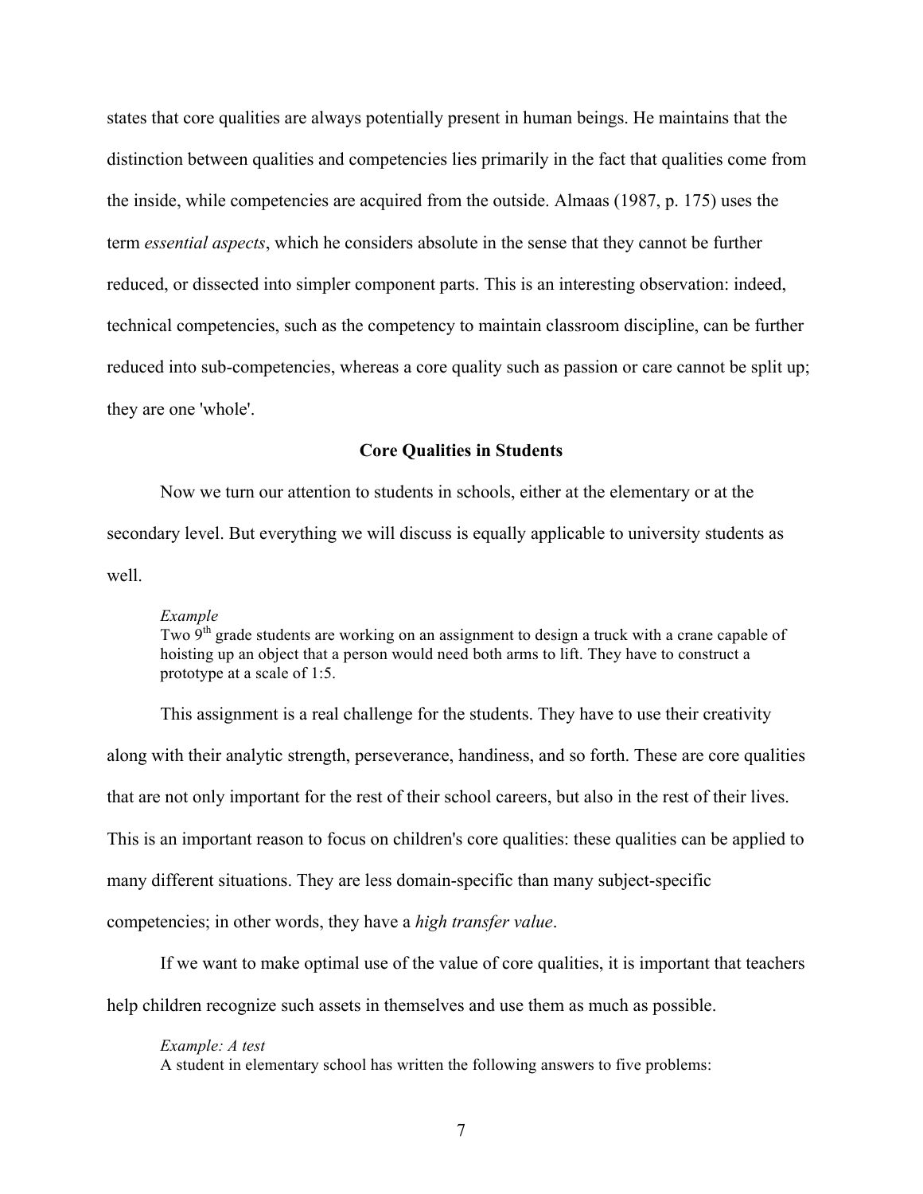states that core qualities are always potentially present in human beings. He maintains that the distinction between qualities and competencies lies primarily in the fact that qualities come from the inside, while competencies are acquired from the outside. Almaas (1987, p. 175) uses the term *essential aspects*, which he considers absolute in the sense that they cannot be further reduced, or dissected into simpler component parts. This is an interesting observation: indeed, technical competencies, such as the competency to maintain classroom discipline, can be further reduced into sub-competencies, whereas a core quality such as passion or care cannot be split up; they are one 'whole'.

## Core Qualities in Students

Now we turn our attention to students in schools, either at the elementary or at the secondary level. But everything we will discuss is equally applicable to university students as well.

> *Example*
> Two 9th grade students are working on an assignment to design a truck with a crane capable of hoisting up an object that a person would need both arms to lift. They have to construct a prototype at a scale of 1:5.

This assignment is a real challenge for the students. They have to use their creativity along with their analytic strength, perseverance, handiness, and so forth. These are core qualities that are not only important for the rest of their school careers, but also in the rest of their lives. This is an important reason to focus on children's core qualities: these qualities can be applied to many different situations. They are less domain-specific than many subject-specific competencies; in other words, they have a *high transfer value*.

If we want to make optimal use of the value of core qualities, it is important that teachers help children recognize such assets in themselves and use them as much as possible.

> *Example: A test*
> A student in elementary school has written the following answers to five problems: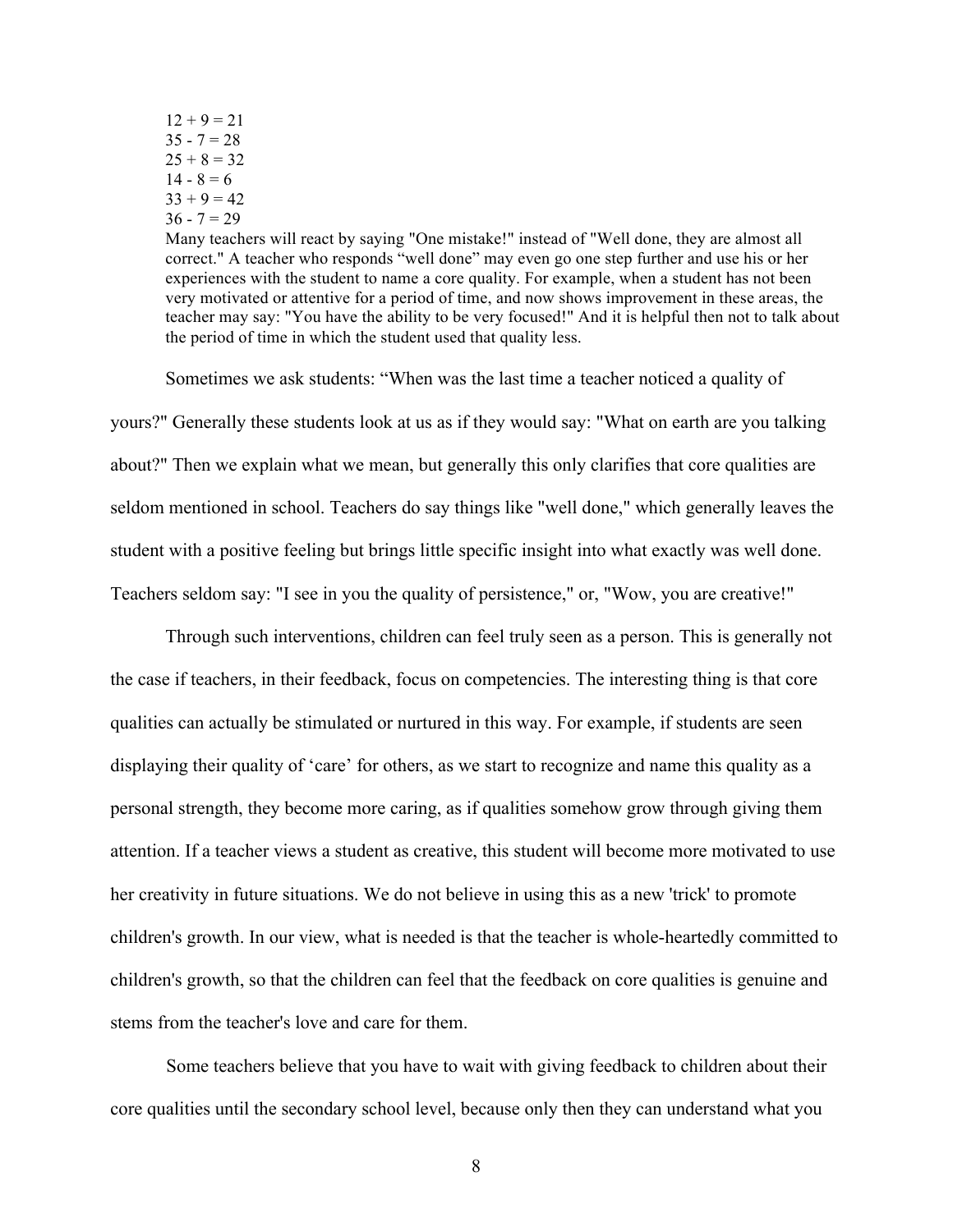12 + 9 = 21
35 - 7 = 28
25 + 8 = 32
14 - 8 = 6
33 + 9 = 42
36 - 7 = 29

Many teachers will react by saying "One mistake!" instead of "Well done, they are almost all correct." A teacher who responds “well done” may even go one step further and use his or her experiences with the student to name a core quality. For example, when a student has not been very motivated or attentive for a period of time, and now shows improvement in these areas, the teacher may say: "You have the ability to be very focused!" And it is helpful then not to talk about the period of time in which the student used that quality less.

Sometimes we ask students: “When was the last time a teacher noticed a quality of yours?" Generally these students look at us as if they would say: "What on earth are you talking about?" Then we explain what we mean, but generally this only clarifies that core qualities are seldom mentioned in school. Teachers do say things like "well done," which generally leaves the student with a positive feeling but brings little specific insight into what exactly was well done. Teachers seldom say: "I see in you the quality of persistence," or, "Wow, you are creative!"

Through such interventions, children can feel truly seen as a person. This is generally not the case if teachers, in their feedback, focus on competencies. The interesting thing is that core qualities can actually be stimulated or nurtured in this way. For example, if students are seen displaying their quality of ‘care’ for others, as we start to recognize and name this quality as a personal strength, they become more caring, as if qualities somehow grow through giving them attention. If a teacher views a student as creative, this student will become more motivated to use her creativity in future situations. We do not believe in using this as a new 'trick' to promote children's growth. In our view, what is needed is that the teacher is whole-heartedly committed to children's growth, so that the children can feel that the feedback on core qualities is genuine and stems from the teacher's love and care for them.

Some teachers believe that you have to wait with giving feedback to children about their core qualities until the secondary school level, because only then they can understand what you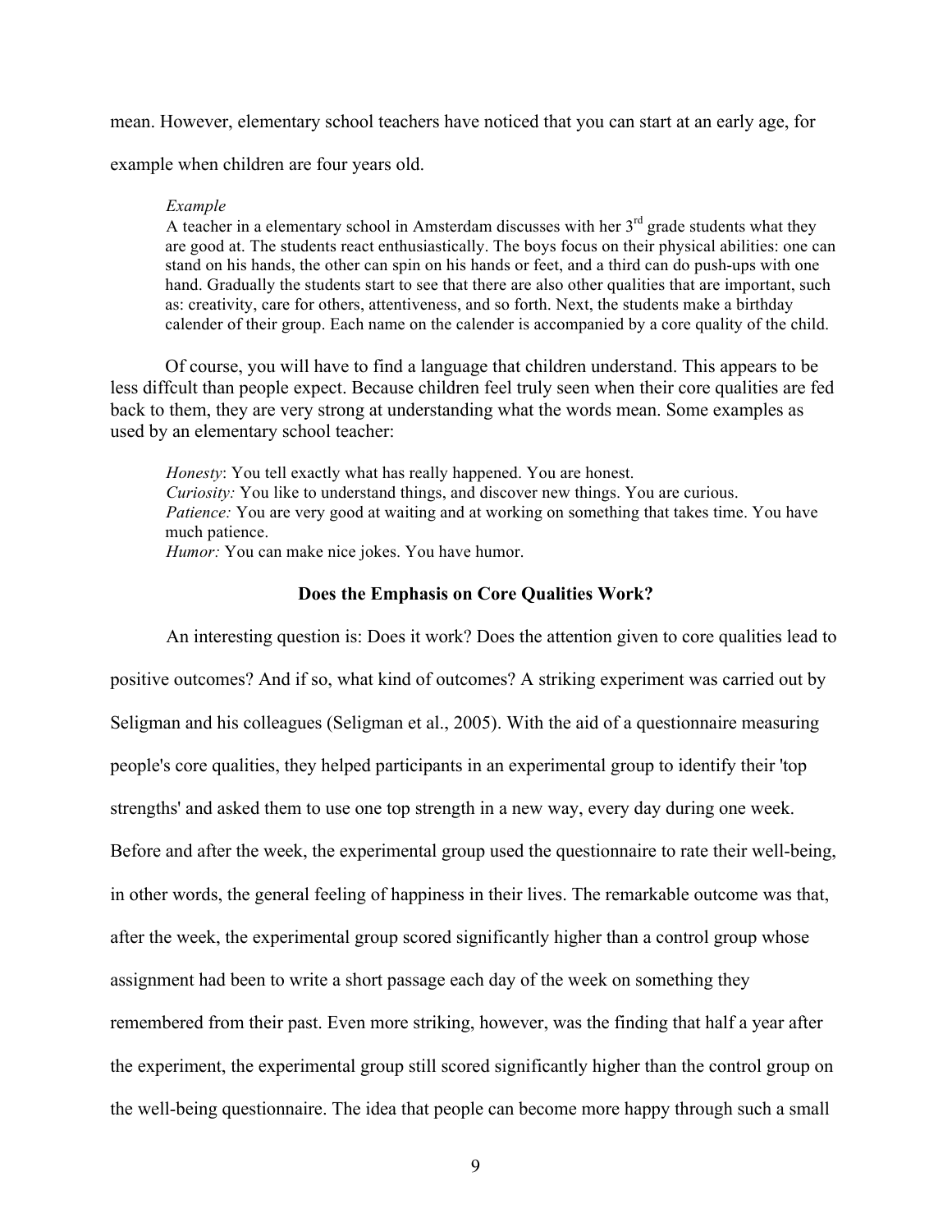mean. However, elementary school teachers have noticed that you can start at an early age, for example when children are four years old.

> *Example*
> A teacher in a elementary school in Amsterdam discusses with her 3rd grade students what they are good at. The students react enthusiastically. The boys focus on their physical abilities: one can stand on his hands, the other can spin on his hands or feet, and a third can do push-ups with one hand. Gradually the students start to see that there are also other qualities that are important, such as: creativity, care for others, attentiveness, and so forth. Next, the students make a birthday calender of their group. Each name on the calender is accompanied by a core quality of the child.

Of course, you will have to find a language that children understand. This appears to be less diffcult than people expect. Because children feel truly seen when their core qualities are fed back to them, they are very strong at understanding what the words mean. Some examples as used by an elementary school teacher:

> *Honesty*: You tell exactly what has really happened. You are honest.
> *Curiosity:* You like to understand things, and discover new things. You are curious.
> *Patience:* You are very good at waiting and at working on something that takes time. You have much patience.
> *Humor:* You can make nice jokes. You have humor.

### Does the Emphasis on Core Qualities Work?

An interesting question is: Does it work? Does the attention given to core qualities lead to positive outcomes? And if so, what kind of outcomes? A striking experiment was carried out by Seligman and his colleagues (Seligman et al., 2005). With the aid of a questionnaire measuring people's core qualities, they helped participants in an experimental group to identify their 'top strengths' and asked them to use one top strength in a new way, every day during one week. Before and after the week, the experimental group used the questionnaire to rate their well-being, in other words, the general feeling of happiness in their lives. The remarkable outcome was that, after the week, the experimental group scored significantly higher than a control group whose assignment had been to write a short passage each day of the week on something they remembered from their past. Even more striking, however, was the finding that half a year after the experiment, the experimental group still scored significantly higher than the control group on the well-being questionnaire. The idea that people can become more happy through such a small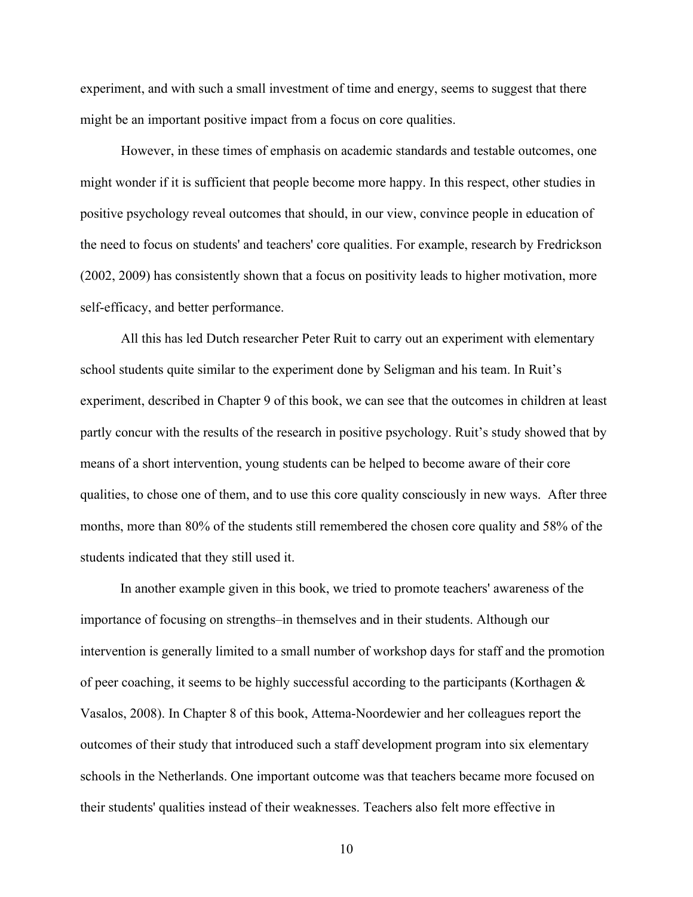experiment, and with such a small investment of time and energy, seems to suggest that there might be an important positive impact from a focus on core qualities.

However, in these times of emphasis on academic standards and testable outcomes, one might wonder if it is sufficient that people become more happy. In this respect, other studies in positive psychology reveal outcomes that should, in our view, convince people in education of the need to focus on students' and teachers' core qualities. For example, research by Fredrickson (2002, 2009) has consistently shown that a focus on positivity leads to higher motivation, more self-efficacy, and better performance.

All this has led Dutch researcher Peter Ruit to carry out an experiment with elementary school students quite similar to the experiment done by Seligman and his team. In Ruit's experiment, described in Chapter 9 of this book, we can see that the outcomes in children at least partly concur with the results of the research in positive psychology. Ruit's study showed that by means of a short intervention, young students can be helped to become aware of their core qualities, to chose one of them, and to use this core quality consciously in new ways. After three months, more than 80% of the students still remembered the chosen core quality and 58% of the students indicated that they still used it.

In another example given in this book, we tried to promote teachers' awareness of the importance of focusing on strengths–in themselves and in their students. Although our intervention is generally limited to a small number of workshop days for staff and the promotion of peer coaching, it seems to be highly successful according to the participants (Korthagen & Vasalos, 2008). In Chapter 8 of this book, Attema-Noordewier and her colleagues report the outcomes of their study that introduced such a staff development program into six elementary schools in the Netherlands. One important outcome was that teachers became more focused on their students' qualities instead of their weaknesses. Teachers also felt more effective in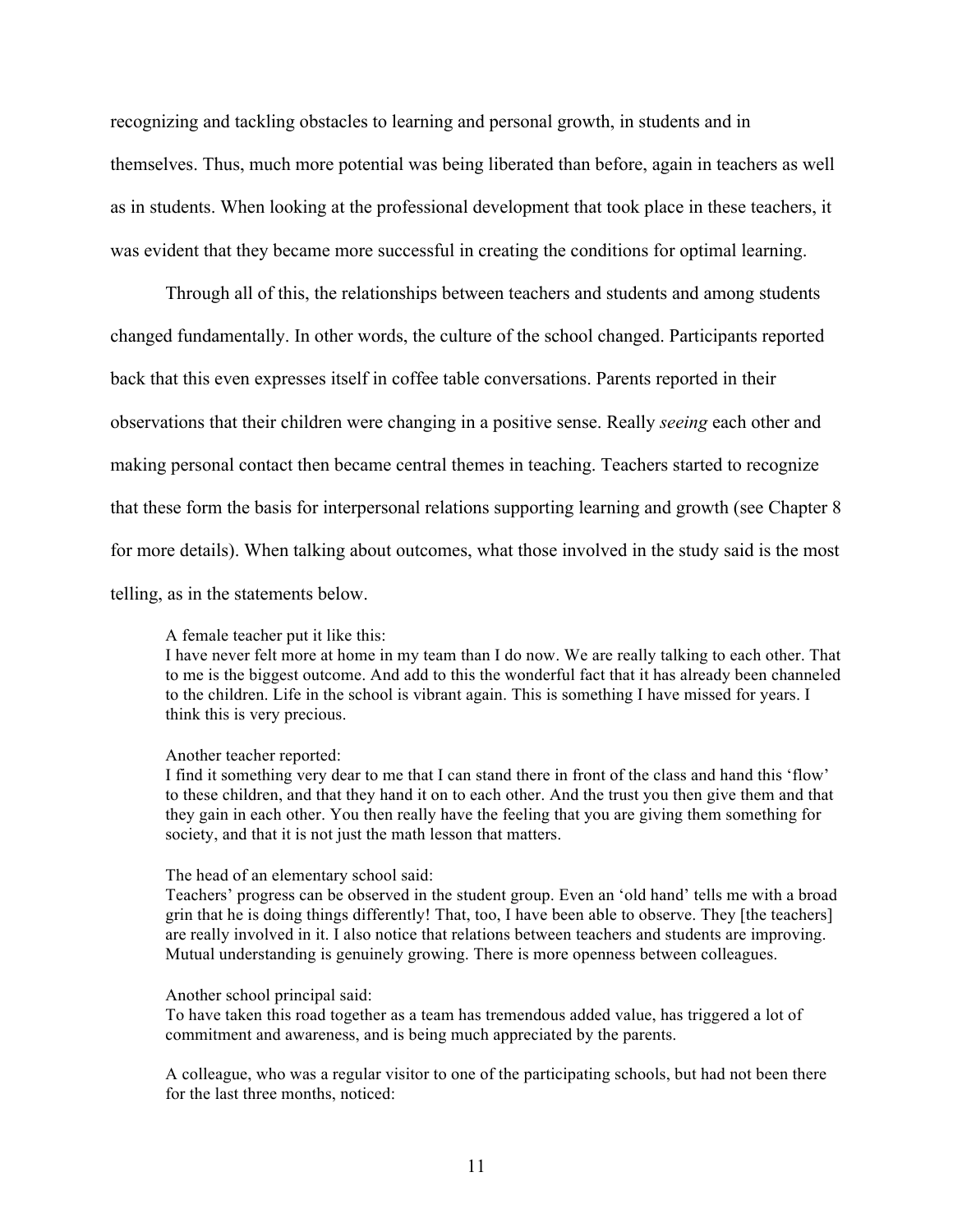recognizing and tackling obstacles to learning and personal growth, in students and in themselves. Thus, much more potential was being liberated than before, again in teachers as well as in students. When looking at the professional development that took place in these teachers, it was evident that they became more successful in creating the conditions for optimal learning.

Through all of this, the relationships between teachers and students and among students changed fundamentally. In other words, the culture of the school changed. Participants reported back that this even expresses itself in coffee table conversations. Parents reported in their observations that their children were changing in a positive sense. Really *seeing* each other and making personal contact then became central themes in teaching. Teachers started to recognize that these form the basis for interpersonal relations supporting learning and growth (see Chapter 8 for more details). When talking about outcomes, what those involved in the study said is the most telling, as in the statements below.

> A female teacher put it like this:
> I have never felt more at home in my team than I do now. We are really talking to each other. That to me is the biggest outcome. And add to this the wonderful fact that it has already been channeled to the children. Life in the school is vibrant again. This is something I have missed for years. I think this is very precious.

> Another teacher reported:
> I find it something very dear to me that I can stand there in front of the class and hand this 'flow' to these children, and that they hand it on to each other. And the trust you then give them and that they gain in each other. You then really have the feeling that you are giving them something for society, and that it is not just the math lesson that matters.

> The head of an elementary school said:
> Teachers' progress can be observed in the student group. Even an 'old hand' tells me with a broad grin that he is doing things differently! That, too, I have been able to observe. They [the teachers] are really involved in it. I also notice that relations between teachers and students are improving. Mutual understanding is genuinely growing. There is more openness between colleagues.

> Another school principal said:
> To have taken this road together as a team has tremendous added value, has triggered a lot of commitment and awareness, and is being much appreciated by the parents.

> A colleague, who was a regular visitor to one of the participating schools, but had not been there for the last three months, noticed: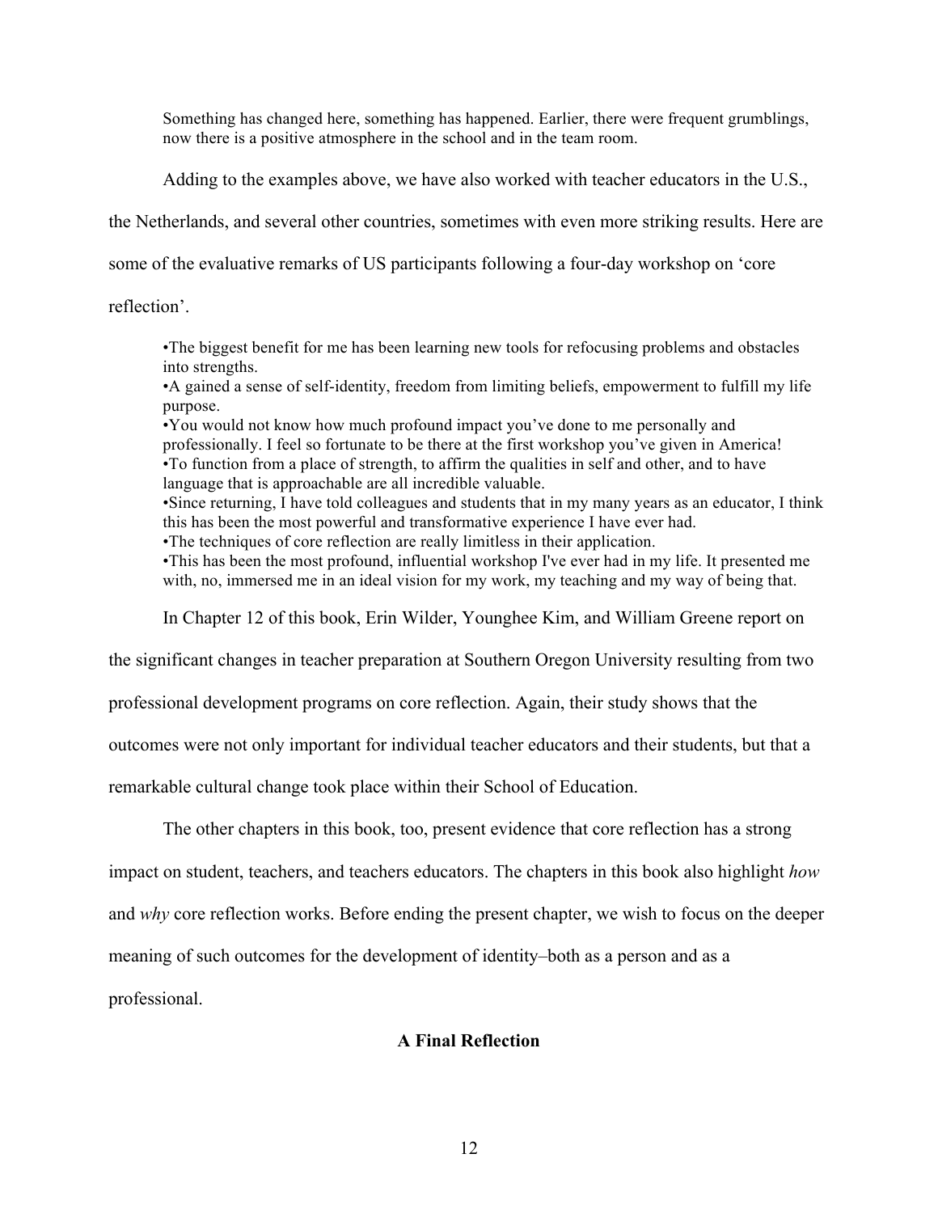> Something has changed here, something has happened. Earlier, there were frequent grumblings, now there is a positive atmosphere in the school and in the team room.

Adding to the examples above, we have also worked with teacher educators in the U.S., the Netherlands, and several other countries, sometimes with even more striking results. Here are some of the evaluative remarks of US participants following a four-day workshop on 'core reflection'.

> •The biggest benefit for me has been learning new tools for refocusing problems and obstacles into strengths.
> •A gained a sense of self-identity, freedom from limiting beliefs, empowerment to fulfill my life purpose.
> •You would not know how much profound impact you've done to me personally and professionally. I feel so fortunate to be there at the first workshop you've given in America!
> •To function from a place of strength, to affirm the qualities in self and other, and to have language that is approachable are all incredible valuable.
> •Since returning, I have told colleagues and students that in my many years as an educator, I think this has been the most powerful and transformative experience I have ever had.
> •The techniques of core reflection are really limitless in their application.
> •This has been the most profound, influential workshop I've ever had in my life. It presented me with, no, immersed me in an ideal vision for my work, my teaching and my way of being that.

In Chapter 12 of this book, Erin Wilder, Younghee Kim, and William Greene report on the significant changes in teacher preparation at Southern Oregon University resulting from two professional development programs on core reflection. Again, their study shows that the outcomes were not only important for individual teacher educators and their students, but that a remarkable cultural change took place within their School of Education.

The other chapters in this book, too, present evidence that core reflection has a strong impact on student, teachers, and teachers educators. The chapters in this book also highlight *how* and *why* core reflection works. Before ending the present chapter, we wish to focus on the deeper meaning of such outcomes for the development of identity–both as a person and as a professional.

## A Final Reflection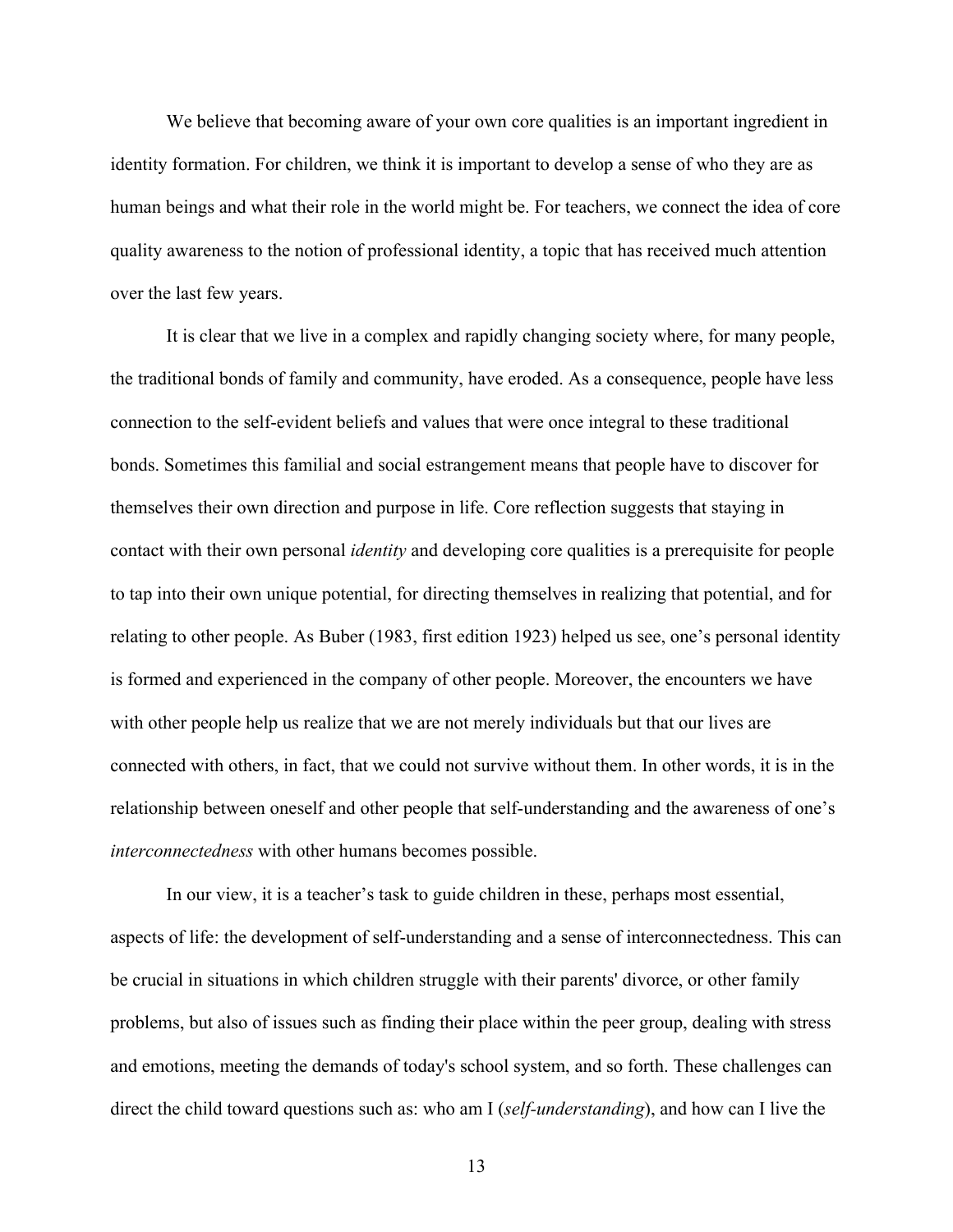We believe that becoming aware of your own core qualities is an important ingredient in identity formation. For children, we think it is important to develop a sense of who they are as human beings and what their role in the world might be. For teachers, we connect the idea of core quality awareness to the notion of professional identity, a topic that has received much attention over the last few years.

It is clear that we live in a complex and rapidly changing society where, for many people, the traditional bonds of family and community, have eroded. As a consequence, people have less connection to the self-evident beliefs and values that were once integral to these traditional bonds. Sometimes this familial and social estrangement means that people have to discover for themselves their own direction and purpose in life. Core reflection suggests that staying in contact with their own personal *identity* and developing core qualities is a prerequisite for people to tap into their own unique potential, for directing themselves in realizing that potential, and for relating to other people. As Buber (1983, first edition 1923) helped us see, one's personal identity is formed and experienced in the company of other people. Moreover, the encounters we have with other people help us realize that we are not merely individuals but that our lives are connected with others, in fact, that we could not survive without them. In other words, it is in the relationship between oneself and other people that self-understanding and the awareness of one's *interconnectedness* with other humans becomes possible.

In our view, it is a teacher's task to guide children in these, perhaps most essential, aspects of life: the development of self-understanding and a sense of interconnectedness. This can be crucial in situations in which children struggle with their parents' divorce, or other family problems, but also of issues such as finding their place within the peer group, dealing with stress and emotions, meeting the demands of today's school system, and so forth. These challenges can direct the child toward questions such as: who am I (*self-understanding*), and how can I live the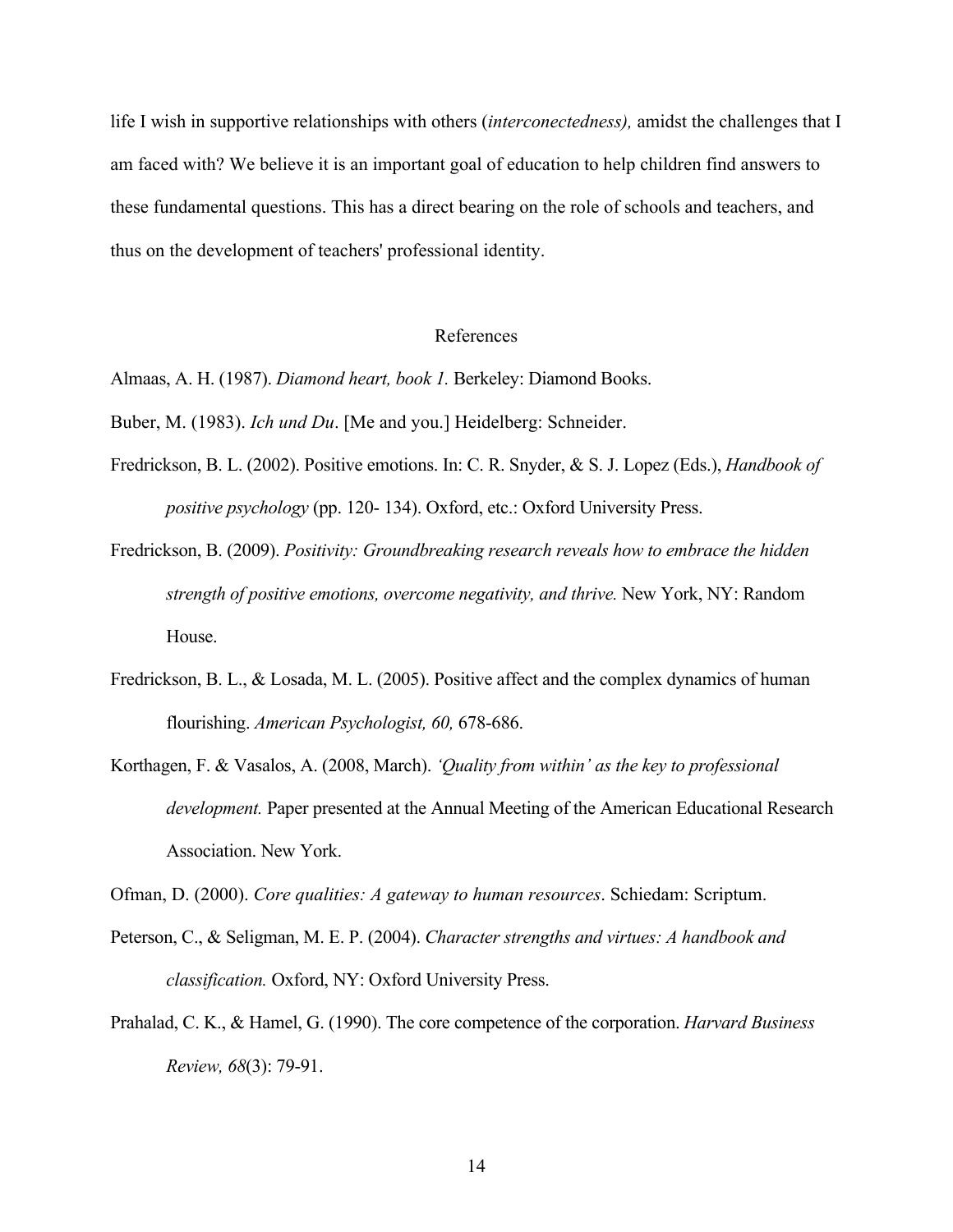life I wish in supportive relationships with others (*interconectedness),* amidst the challenges that I am faced with? We believe it is an important goal of education to help children find answers to these fundamental questions. This has a direct bearing on the role of schools and teachers, and thus on the development of teachers' professional identity.

## References

Almaas, A. H. (1987). *Diamond heart, book 1.* Berkeley: Diamond Books.

Buber, M. (1983). *Ich und Du*. [Me and you.] Heidelberg: Schneider.

Fredrickson, B. L. (2002). Positive emotions. In: C. R. Snyder, & S. J. Lopez (Eds.), *Handbook of positive psychology* (pp. 120- 134). Oxford, etc.: Oxford University Press.

Fredrickson, B. (2009). *Positivity: Groundbreaking research reveals how to embrace the hidden strength of positive emotions, overcome negativity, and thrive.* New York, NY: Random House.

Fredrickson, B. L., & Losada, M. L. (2005). Positive affect and the complex dynamics of human flourishing. *American Psychologist, 60,* 678-686.

Korthagen, F. & Vasalos, A. (2008, March). *'Quality from within' as the key to professional development.* Paper presented at the Annual Meeting of the American Educational Research Association. New York.

Ofman, D. (2000). *Core qualities: A gateway to human resources*. Schiedam: Scriptum.

Peterson, C., & Seligman, M. E. P. (2004). *Character strengths and virtues: A handbook and classification.* Oxford, NY: Oxford University Press.

Prahalad, C. K., & Hamel, G. (1990). The core competence of the corporation. *Harvard Business Review, 68*(3): 79-91.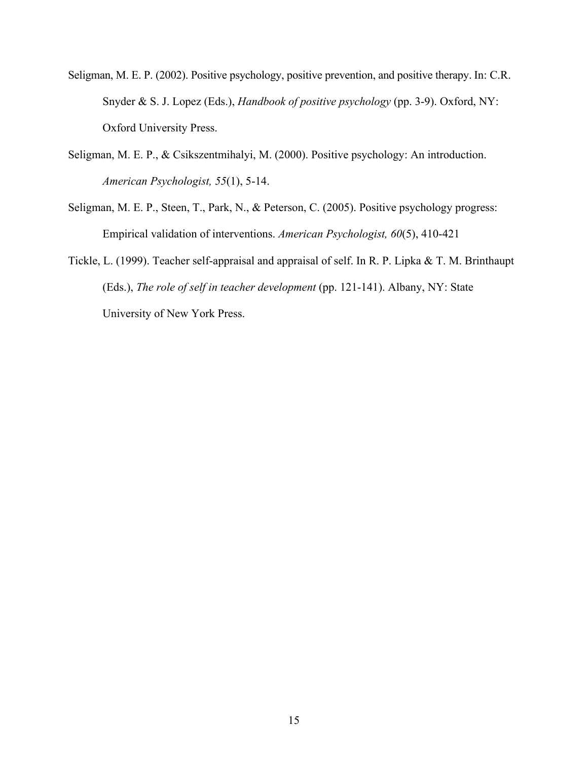Seligman, M. E. P. (2002). Positive psychology, positive prevention, and positive therapy. In: C.R. Snyder & S. J. Lopez (Eds.), *Handbook of positive psychology* (pp. 3-9). Oxford, NY: Oxford University Press.

Seligman, M. E. P., & Csikszentmihalyi, M. (2000). Positive psychology: An introduction. *American Psychologist, 55*(1), 5-14.

Seligman, M. E. P., Steen, T., Park, N., & Peterson, C. (2005). Positive psychology progress: Empirical validation of interventions. *American Psychologist, 60*(5), 410-421

Tickle, L. (1999). Teacher self-appraisal and appraisal of self. In R. P. Lipka & T. M. Brinthaupt (Eds.), *The role of self in teacher development* (pp. 121-141). Albany, NY: State University of New York Press.